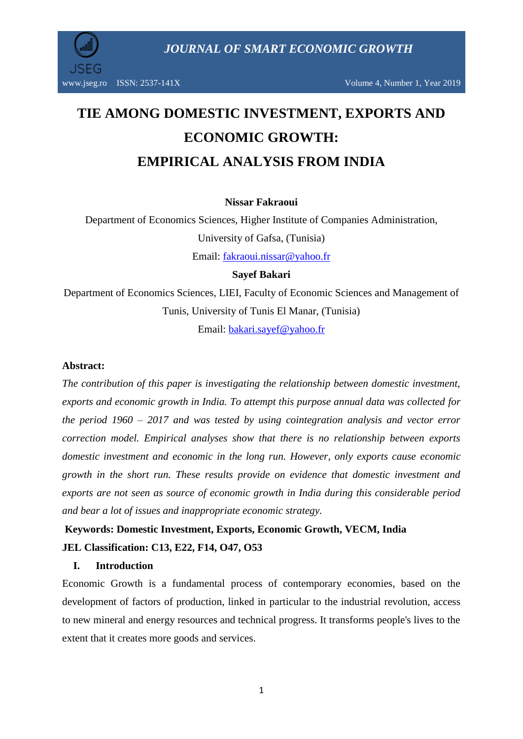# TIE AMONG DOMESTIC INVESTMENT, EXPORTS AND ECONOMIC GROWTH: EMPIRICAL ANALYSIS FROM INDIA

**Nissar Fakraoui**

Department of Economics Sciences, Higher Institute of Companies Administration, University of Gafsa, (Tunisia)

Email: fakraoui.nissar@yahoo.fr

**Sayef Bakari**

Department of Economics Sciences, LIEI, Faculty of Economic Sciences and Management of Tunis, University of Tunis El Manar, (Tunisia)

Email: bakari.sayef@yahoo.fr

**Abstract:**

*The contribution of this paper is investigating the relationship between domestic investment, exports and economic growth in India. To attempt this purpose annual data was collected for the period 1960 – 2017 and was tested by using cointegration analysis and vector error correction model. Empirical analyses show that there is no relationship between exports domestic investment and economic in the long run. However, only exports cause economic growth in the short run. These results provide on evidence that domestic investment and exports are not seen as source of economic growth in India during this considerable period and bear a lot of issues and inappropriate economic strategy.*

**Keywords: Domestic Investment, Exports, Economic Growth, VECM, India**

**JEL Classification: C13, E22, F14, O47, O53**

## I. Introduction

Economic Growth is a fundamental process of contemporary economies, based on the development of factors of production, linked in particular to the industrial revolution, access to new mineral and energy resources and technical progress. It transforms people's lives to the extent that it creates more goods and services.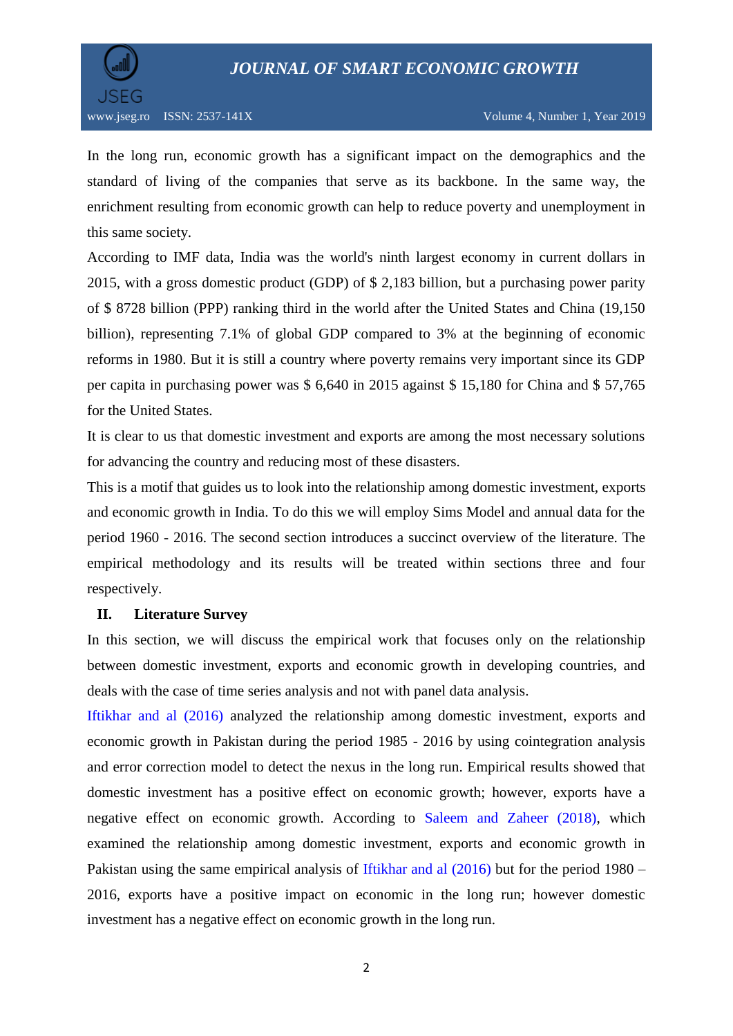In the long run, economic growth has a significant impact on the demographics and the standard of living of the companies that serve as its backbone. In the same way, the enrichment resulting from economic growth can help to reduce poverty and unemployment in this same society.

According to IMF data, India was the world's ninth largest economy in current dollars in 2015, with a gross domestic product (GDP) of $ 2,183 billion, but a purchasing power parity of $ 8728 billion (PPP) ranking third in the world after the United States and China (19,150 billion), representing 7.1% of global GDP compared to 3% at the beginning of economic reforms in 1980. But it is still a country where poverty remains very important since its GDP per capita in purchasing power was $ 6,640 in 2015 against $ 15,180 for China and $ 57,765 for the United States.

It is clear to us that domestic investment and exports are among the most necessary solutions for advancing the country and reducing most of these disasters.

This is a motif that guides us to look into the relationship among domestic investment, exports and economic growth in India. To do this we will employ Sims Model and annual data for the period 1960 - 2016. The second section introduces a succinct overview of the literature. The empirical methodology and its results will be treated within sections three and four respectively.

## II. Literature Survey

In this section, we will discuss the empirical work that focuses only on the relationship between domestic investment, exports and economic growth in developing countries, and deals with the case of time series analysis and not with panel data analysis.

Iftikhar and al (2016) analyzed the relationship among domestic investment, exports and economic growth in Pakistan during the period 1985 - 2016 by using cointegration analysis and error correction model to detect the nexus in the long run. Empirical results showed that domestic investment has a positive effect on economic growth; however, exports have a negative effect on economic growth. According to Saleem and Zaheer (2018), which examined the relationship among domestic investment, exports and economic growth in Pakistan using the same empirical analysis of Iftikhar and al (2016) but for the period 1980 – 2016, exports have a positive impact on economic in the long run; however domestic investment has a negative effect on economic growth in the long run.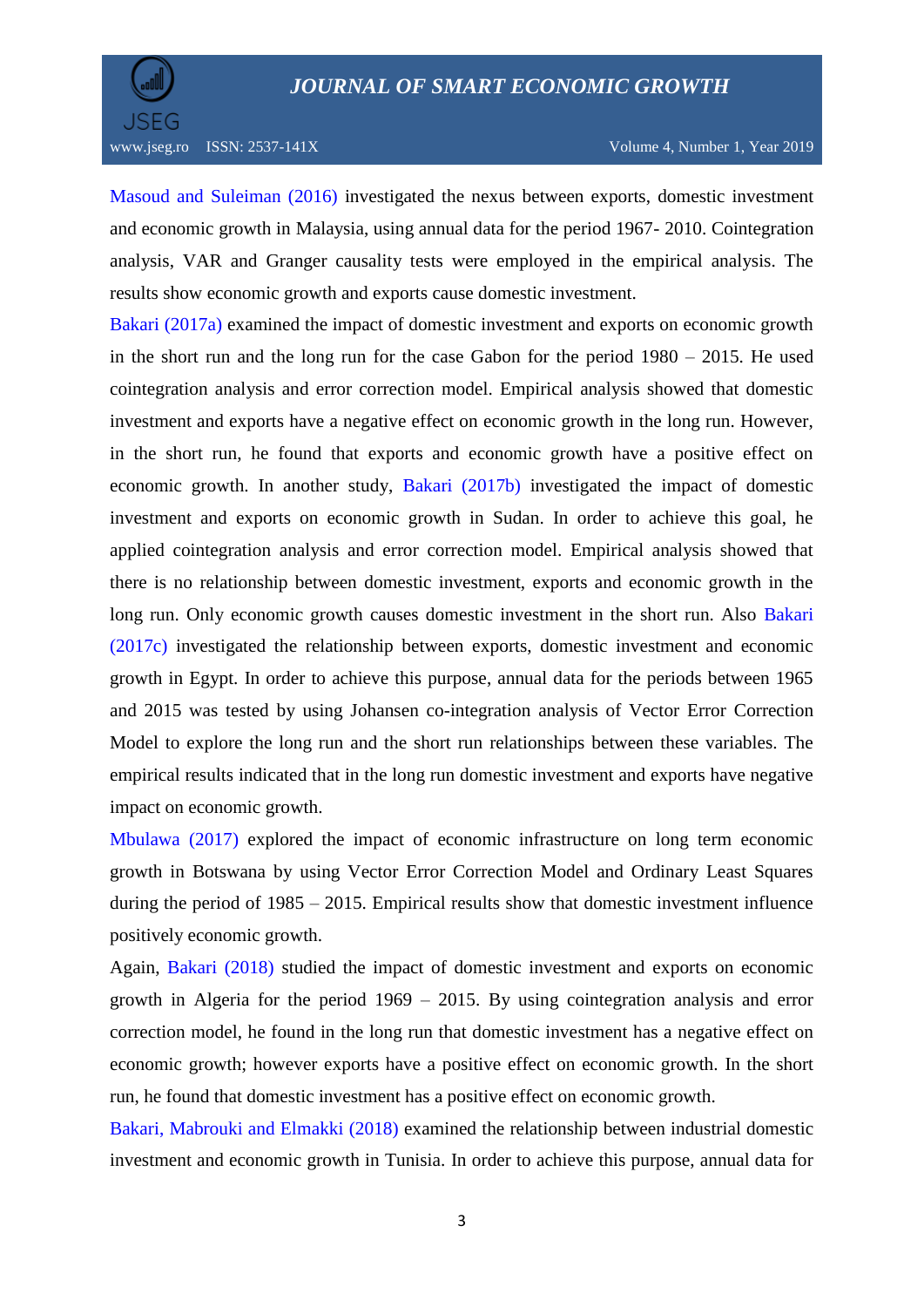Masoud and Suleiman (2016) investigated the nexus between exports, domestic investment and economic growth in Malaysia, using annual data for the period 1967- 2010. Cointegration analysis, VAR and Granger causality tests were employed in the empirical analysis. The results show economic growth and exports cause domestic investment.

Bakari (2017a) examined the impact of domestic investment and exports on economic growth in the short run and the long run for the case Gabon for the period 1980 – 2015. He used cointegration analysis and error correction model. Empirical analysis showed that domestic investment and exports have a negative effect on economic growth in the long run. However, in the short run, he found that exports and economic growth have a positive effect on economic growth. In another study, Bakari (2017b) investigated the impact of domestic investment and exports on economic growth in Sudan. In order to achieve this goal, he applied cointegration analysis and error correction model. Empirical analysis showed that there is no relationship between domestic investment, exports and economic growth in the long run. Only economic growth causes domestic investment in the short run. Also Bakari (2017c) investigated the relationship between exports, domestic investment and economic growth in Egypt. In order to achieve this purpose, annual data for the periods between 1965 and 2015 was tested by using Johansen co-integration analysis of Vector Error Correction Model to explore the long run and the short run relationships between these variables. The empirical results indicated that in the long run domestic investment and exports have negative impact on economic growth.

Mbulawa (2017) explored the impact of economic infrastructure on long term economic growth in Botswana by using Vector Error Correction Model and Ordinary Least Squares during the period of 1985 – 2015. Empirical results show that domestic investment influence positively economic growth.

Again, Bakari (2018) studied the impact of domestic investment and exports on economic growth in Algeria for the period 1969 – 2015. By using cointegration analysis and error correction model, he found in the long run that domestic investment has a negative effect on economic growth; however exports have a positive effect on economic growth. In the short run, he found that domestic investment has a positive effect on economic growth.

Bakari, Mabrouki and Elmakki (2018) examined the relationship between industrial domestic investment and economic growth in Tunisia. In order to achieve this purpose, annual data for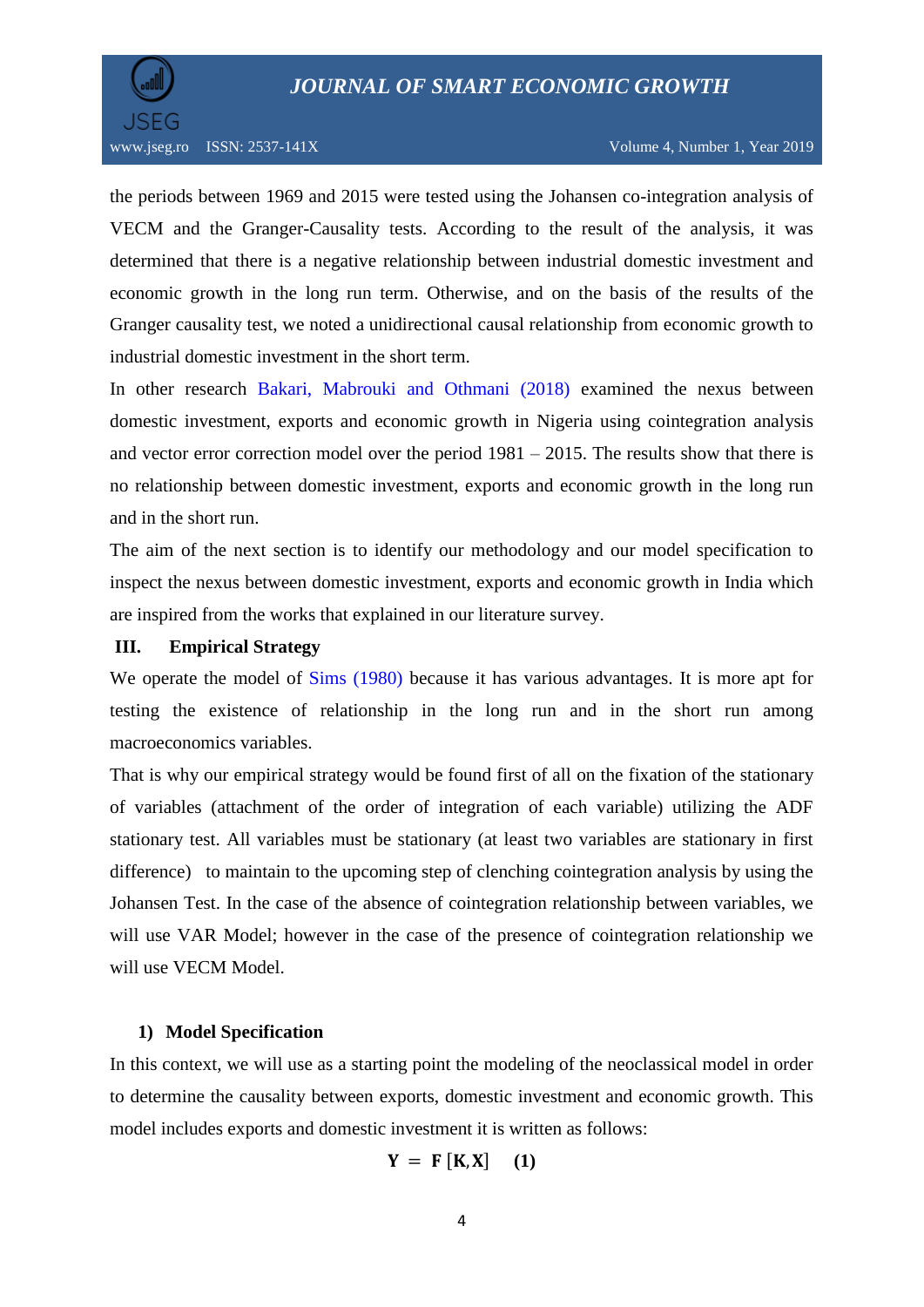the periods between 1969 and 2015 were tested using the Johansen co-integration analysis of VECM and the Granger-Causality tests. According to the result of the analysis, it was determined that there is a negative relationship between industrial domestic investment and economic growth in the long run term. Otherwise, and on the basis of the results of the Granger causality test, we noted a unidirectional causal relationship from economic growth to industrial domestic investment in the short term.

In other research Bakari, Mabrouki and Othmani (2018) examined the nexus between domestic investment, exports and economic growth in Nigeria using cointegration analysis and vector error correction model over the period 1981 – 2015. The results show that there is no relationship between domestic investment, exports and economic growth in the long run and in the short run.

The aim of the next section is to identify our methodology and our model specification to inspect the nexus between domestic investment, exports and economic growth in India which are inspired from the works that explained in our literature survey.

## III. Empirical Strategy

We operate the model of Sims (1980) because it has various advantages. It is more apt for testing the existence of relationship in the long run and in the short run among macroeconomics variables.

That is why our empirical strategy would be found first of all on the fixation of the stationary of variables (attachment of the order of integration of each variable) utilizing the ADF stationary test. All variables must be stationary (at least two variables are stationary in first difference) to maintain to the upcoming step of clenching cointegration analysis by using the Johansen Test. In the case of the absence of cointegration relationship between variables, we will use VAR Model; however in the case of the presence of cointegration relationship we will use VECM Model.

### 1) Model Specification

In this context, we will use as a starting point the modeling of the neoclassical model in order to determine the causality between exports, domestic investment and economic growth. This model includes exports and domestic investment it is written as follows:

$$\mathbf{Y = F\,[K, X]} \quad \mathbf{(1)}$$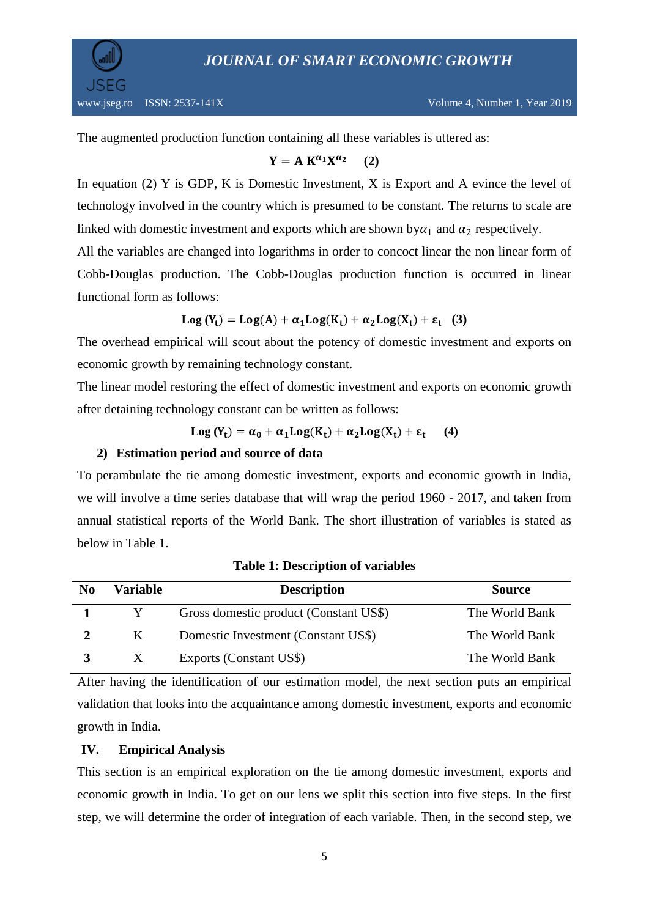The augmented production function containing all these variables is uttered as:

$$\mathbf{Y = A\,K^{\alpha_1}X^{\alpha_2}} \quad \mathbf{(2)}$$

In equation (2) Y is GDP, K is Domestic Investment, X is Export and A evince the level of technology involved in the country which is presumed to be constant. The returns to scale are linked with domestic investment and exports which are shown by$\alpha_1$ and $\alpha_2$ respectively.

All the variables are changed into logarithms in order to concoct linear the non linear form of Cobb-Douglas production. The Cobb-Douglas production function is occurred in linear functional form as follows:

$$\mathbf{Log\,(Y_t) = Log(A) + \alpha_1 Log(K_t) + \alpha_2 Log(X_t) + \varepsilon_t} \quad \mathbf{(3)}$$

The overhead empirical will scout about the potency of domestic investment and exports on economic growth by remaining technology constant.

The linear model restoring the effect of domestic investment and exports on economic growth after detaining technology constant can be written as follows:

$$\mathbf{Log\,(Y_t) = \alpha_0 + \alpha_1 Log(K_t) + \alpha_2 Log(X_t) + \varepsilon_t} \quad \mathbf{(4)}$$

### 2) Estimation period and source of data

To perambulate the tie among domestic investment, exports and economic growth in India, we will involve a time series database that will wrap the period 1960 - 2017, and taken from annual statistical reports of the World Bank. The short illustration of variables is stated as below in Table 1.

**Table 1: Description of variables**

| No | Variable | Description | Source |
|---|---|---|---|
| **1** | Y | Gross domestic product (Constant US$) | The World Bank |
| **2** | K | Domestic Investment (Constant US$) | The World Bank |
| **3** | X | Exports (Constant US$) | The World Bank |

After having the identification of our estimation model, the next section puts an empirical validation that looks into the acquaintance among domestic investment, exports and economic growth in India.

## IV. Empirical Analysis

This section is an empirical exploration on the tie among domestic investment, exports and economic growth in India. To get on our lens we split this section into five steps. In the first step, we will determine the order of integration of each variable. Then, in the second step, we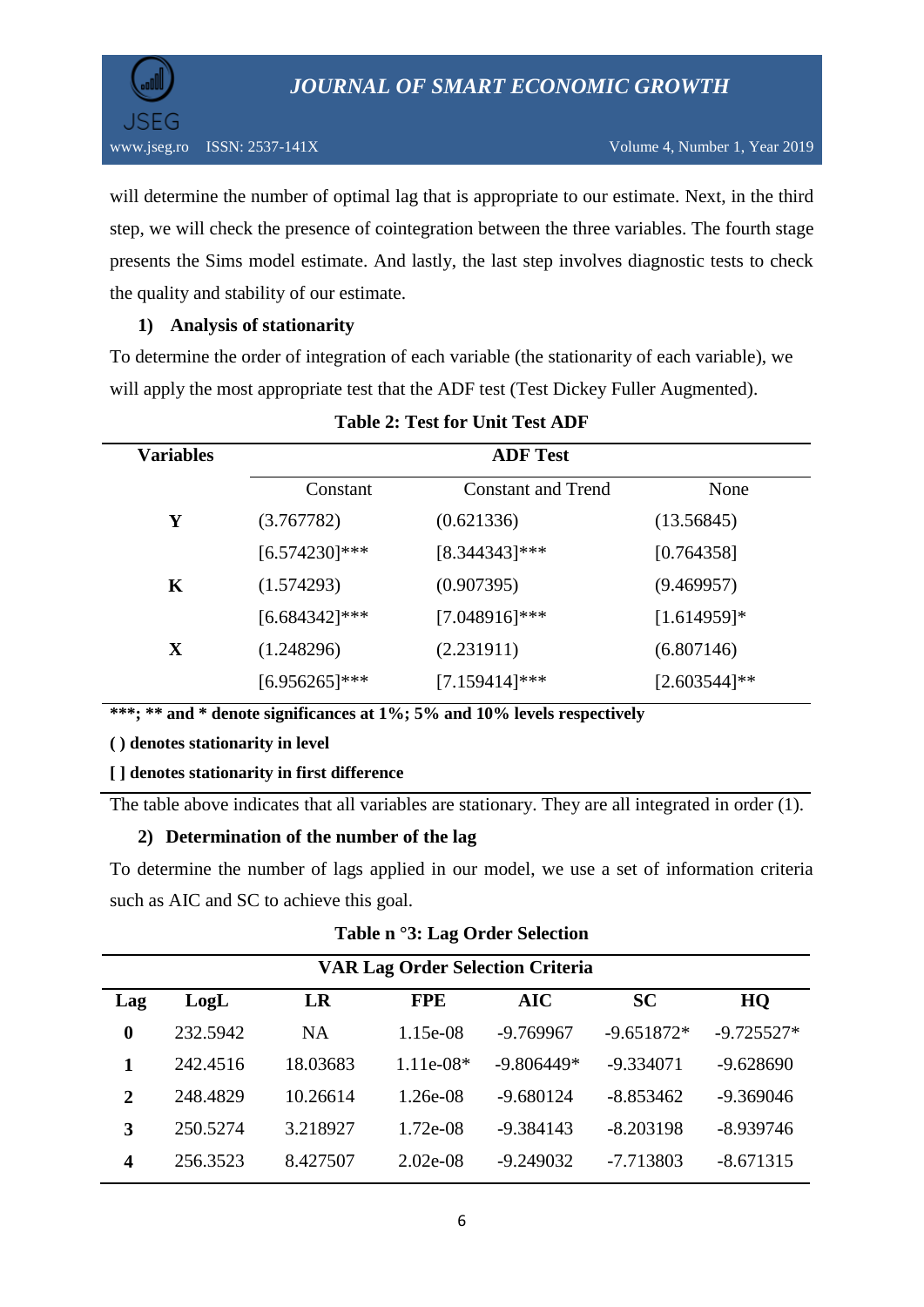will determine the number of optimal lag that is appropriate to our estimate. Next, in the third step, we will check the presence of cointegration between the three variables. The fourth stage presents the Sims model estimate. And lastly, the last step involves diagnostic tests to check the quality and stability of our estimate.

**1) Analysis of stationarity**

To determine the order of integration of each variable (the stationarity of each variable), we will apply the most appropriate test that the ADF test (Test Dickey Fuller Augmented).

**Table 2: Test for Unit Test ADF**

| Variables | ADF Test | | |
|---|---|---|---|
| | Constant | Constant and Trend | None |
| **Y** | (3.767782) | (0.621336) | (13.56845) |
| | [6.574230]*** | [8.344343]*** | [0.764358] |
| **K** | (1.574293) | (0.907395) | (9.469957) |
| | [6.684342]*** | [7.048916]*** | [1.614959]* |
| **X** | (1.248296) | (2.231911) | (6.807146) |
| | [6.956265]*** | [7.159414]*** | [2.603544]** |

***; ** and * denote significances at 1%; 5% and 10% levels respectively

**( ) denotes stationarity in level**

**[ ] denotes stationarity in first difference**

The table above indicates that all variables are stationary. They are all integrated in order (1).

**2) Determination of the number of the lag**

To determine the number of lags applied in our model, we use a set of information criteria such as AIC and SC to achieve this goal.

**Table n °3: Lag Order Selection**

| **VAR Lag Order Selection Criteria** | | | | | | |
|---|---|---|---|---|---|---|
| **Lag** | **LogL** | **LR** | **FPE** | **AIC** | **SC** | **HQ** |
| **0** | 232.5942 | NA | 1.15e-08 | -9.769967 | -9.651872* | -9.725527* |
| **1** | 242.4516 | 18.03683 | 1.11e-08* | -9.806449* | -9.334071 | -9.628690 |
| **2** | 248.4829 | 10.26614 | 1.26e-08 | -9.680124 | -8.853462 | -9.369046 |
| **3** | 250.5274 | 3.218927 | 1.72e-08 | -9.384143 | -8.203198 | -8.939746 |
| **4** | 256.3523 | 8.427507 | 2.02e-08 | -9.249032 | -7.713803 | -8.671315 |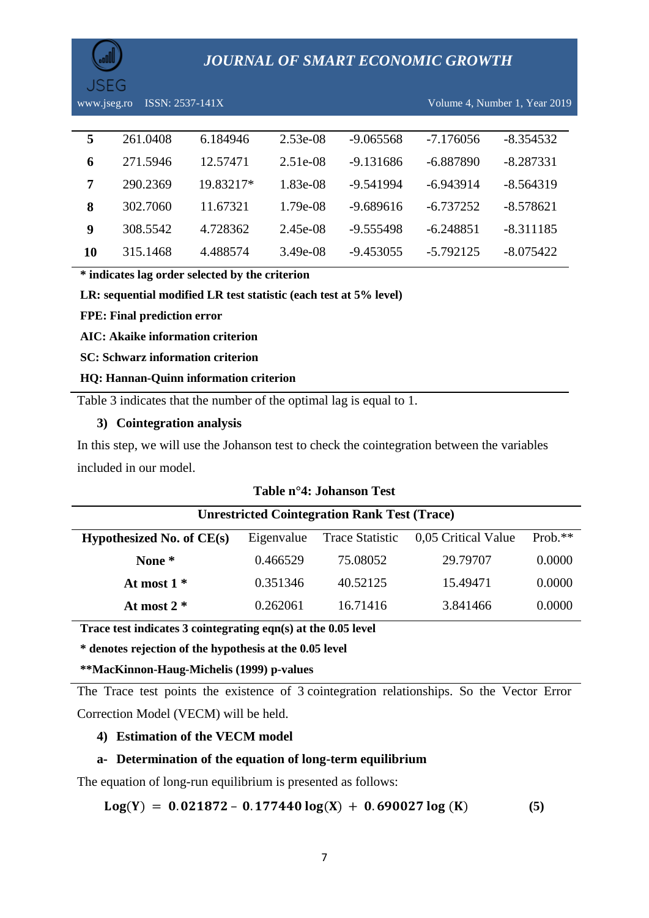| 5 | 261.0408 | 6.184946 | 2.53e-08 | -9.065568 | -7.176056 | -8.354532 |
|---|---|---|---|---|---|---|
| 6 | 271.5946 | 12.57471 | 2.51e-08 | -9.131686 | -6.887890 | -8.287331 |
| 7 | 290.2369 | 19.83217* | 1.83e-08 | -9.541994 | -6.943914 | -8.564319 |
| 8 | 302.7060 | 11.67321 | 1.79e-08 | -9.689616 | -6.737252 | -8.578621 |
| 9 | 308.5542 | 4.728362 | 2.45e-08 | -9.555498 | -6.248851 | -8.311185 |
| 10 | 315.1468 | 4.488574 | 3.49e-08 | -9.453055 | -5.792125 | -8.075422 |

**\* indicates lag order selected by the criterion**

**LR: sequential modified LR test statistic (each test at 5% level)**

**FPE: Final prediction error**

**AIC: Akaike information criterion**

**SC: Schwarz information criterion**

**HQ: Hannan-Quinn information criterion**

Table 3 indicates that the number of the optimal lag is equal to 1.

### 3) Cointegration analysis

In this step, we will use the Johanson test to check the cointegration between the variables included in our model.

**Table n°4: Johanson Test**

| Unrestricted Cointegration Rank Test (Trace) | | | | |
|---|---|---|---|---|
| **Hypothesized No. of CE(s)** | Eigenvalue | Trace Statistic | 0,05 Critical Value | Prob.** |
| **None \*** | 0.466529 | 75.08052 | 29.79707 | 0.0000 |
| **At most 1 \*** | 0.351346 | 40.52125 | 15.49471 | 0.0000 |
| **At most 2 \*** | 0.262061 | 16.71416 | 3.841466 | 0.0000 |

**Trace test indicates 3 cointegrating eqn(s) at the 0.05 level**

**\* denotes rejection of the hypothesis at the 0.05 level**

**\*\*MacKinnon-Haug-Michelis (1999) p-values**

The Trace test points the existence of 3 cointegration relationships. So the Vector Error Correction Model (VECM) will be held.

### 4) Estimation of the VECM model

#### a- Determination of the equation of long-term equilibrium

The equation of long-run equilibrium is presented as follows:

$$\mathbf{Log(Y) = 0.021872 - 0.177440\,log(X) + 0.690027\,log\,(K)} \qquad \mathbf{(5)}$$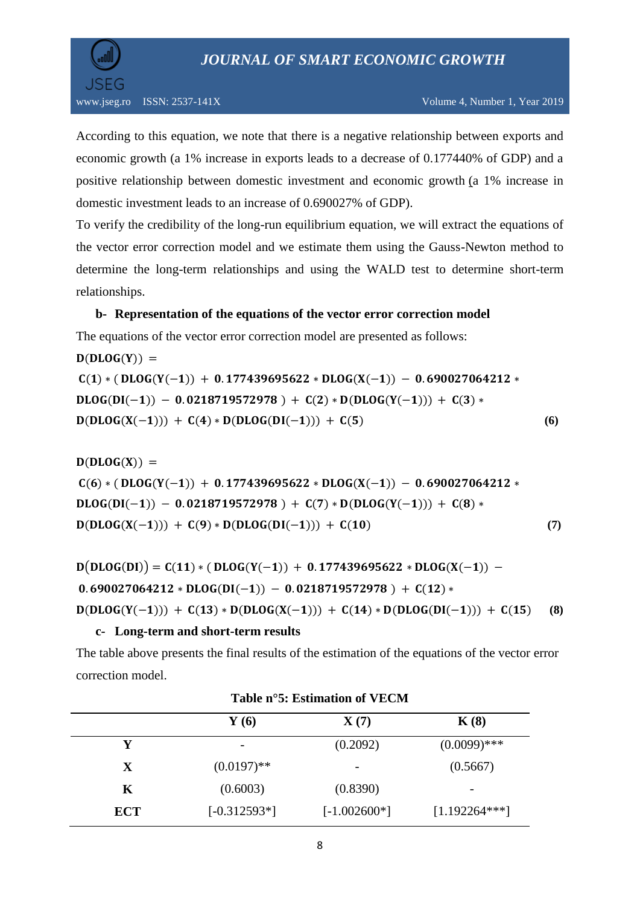According to this equation, we note that there is a negative relationship between exports and economic growth (a 1% increase in exports leads to a decrease of 0.177440% of GDP) and a positive relationship between domestic investment and economic growth (a 1% increase in domestic investment leads to an increase of 0.690027% of GDP).

To verify the credibility of the long-run equilibrium equation, we will extract the equations of the vector error correction model and we estimate them using the Gauss-Newton method to determine the long-term relationships and using the WALD test to determine short-term relationships.

**b- Representation of the equations of the vector error correction model**

The equations of the vector error correction model are presented as follows:

$$\mathbf{D(DLOG(Y)) = C(1) * ( DLOG(Y(-1)) + 0.177439695622 * DLOG(X(-1)) - 0.690027064212 * DLOG(DI(-1)) - 0.0218719572978 ) + C(2) * D(DLOG(Y(-1))) + C(3) * D(DLOG(X(-1))) + C(4) * D(DLOG(DI(-1))) + C(5)} \quad \textbf{(6)}$$

$$\mathbf{D(DLOG(X)) = C(6) * ( DLOG(Y(-1)) + 0.177439695622 * DLOG(X(-1)) - 0.690027064212 * DLOG(DI(-1)) - 0.0218719572978 ) + C(7) * D(DLOG(Y(-1))) + C(8) * D(DLOG(X(-1))) + C(9) * D(DLOG(DI(-1))) + C(10)} \quad \textbf{(7)}$$

$$\mathbf{D(DLOG(DI)) = C(11) * ( DLOG(Y(-1)) + 0.177439695622 * DLOG(X(-1)) - 0.690027064212 * DLOG(DI(-1)) - 0.0218719572978 ) + C(12) * D(DLOG(Y(-1))) + C(13) * D(DLOG(X(-1))) + C(14) * D(DLOG(DI(-1))) + C(15)} \quad \textbf{(8)}$$

**c- Long-term and short-term results**

The table above presents the final results of the estimation of the equations of the vector error correction model.

**Table n°5: Estimation of VECM**

| | **Y (6)** | **X (7)** | **K (8)** |
|---|---|---|---|
| **Y** | - | (0.2092) | (0.0099)*** |
| **X** | (0.0197)** | - | (0.5667) |
| **K** | (0.6003) | (0.8390) | - |
| **ECT** | [-0.312593*] | [-1.002600*] | [1.192264***] |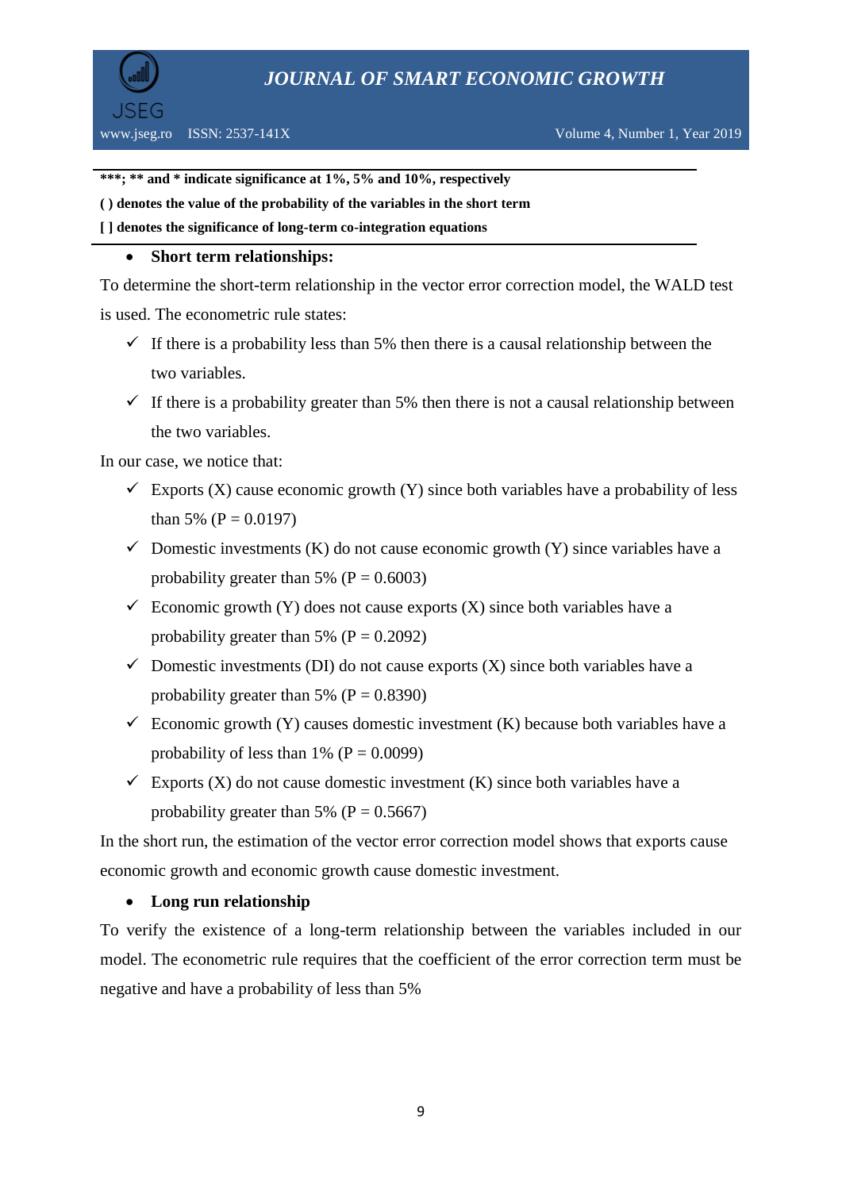**\*\*\*; \*\* and \* indicate significance at 1%, 5% and 10%, respectively**

**( ) denotes the value of the probability of the variables in the short term**

**[ ] denotes the significance of long-term co-integration equations**

- **Short term relationships:**

To determine the short-term relationship in the vector error correction model, the WALD test is used. The econometric rule states:

- ✓ If there is a probability less than 5% then there is a causal relationship between the two variables.
- ✓ If there is a probability greater than 5% then there is not a causal relationship between the two variables.

In our case, we notice that:

- ✓ Exports (X) cause economic growth (Y) since both variables have a probability of less than 5% (P = 0.0197)
- ✓ Domestic investments (K) do not cause economic growth (Y) since variables have a probability greater than 5% (P = 0.6003)
- ✓ Economic growth (Y) does not cause exports (X) since both variables have a probability greater than 5% (P = 0.2092)
- ✓ Domestic investments (DI) do not cause exports (X) since both variables have a probability greater than 5% (P = 0.8390)
- ✓ Economic growth (Y) causes domestic investment (K) because both variables have a probability of less than 1% (P = 0.0099)
- ✓ Exports (X) do not cause domestic investment (K) since both variables have a probability greater than 5% (P = 0.5667)

In the short run, the estimation of the vector error correction model shows that exports cause economic growth and economic growth cause domestic investment.

- **Long run relationship**

To verify the existence of a long-term relationship between the variables included in our model. The econometric rule requires that the coefficient of the error correction term must be negative and have a probability of less than 5%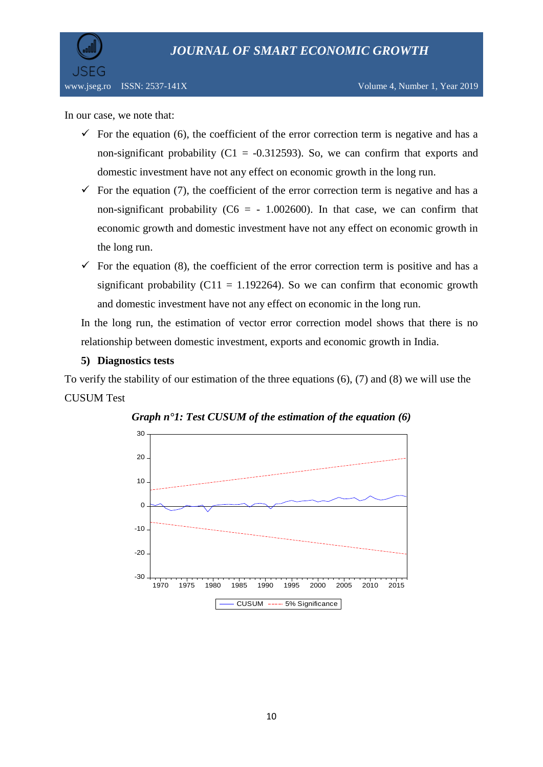In our case, we note that:

- ✓ For the equation (6), the coefficient of the error correction term is negative and has a non-significant probability (C1 = -0.312593). So, we can confirm that exports and domestic investment have not any effect on economic growth in the long run.
- ✓ For the equation (7), the coefficient of the error correction term is negative and has a non-significant probability (C6 = - 1.002600). In that case, we can confirm that economic growth and domestic investment have not any effect on economic growth in the long run.
- ✓ For the equation (8), the coefficient of the error correction term is positive and has a significant probability (C11 = 1.192264). So we can confirm that economic growth and domestic investment have not any effect on economic in the long run.

In the long run, the estimation of vector error correction model shows that there is no relationship between domestic investment, exports and economic growth in India.

**5) Diagnostics tests**

To verify the stability of our estimation of the three equations (6), (7) and (8) we will use the CUSUM Test

***Graph n°1: Test CUSUM of the estimation of the equation (6)***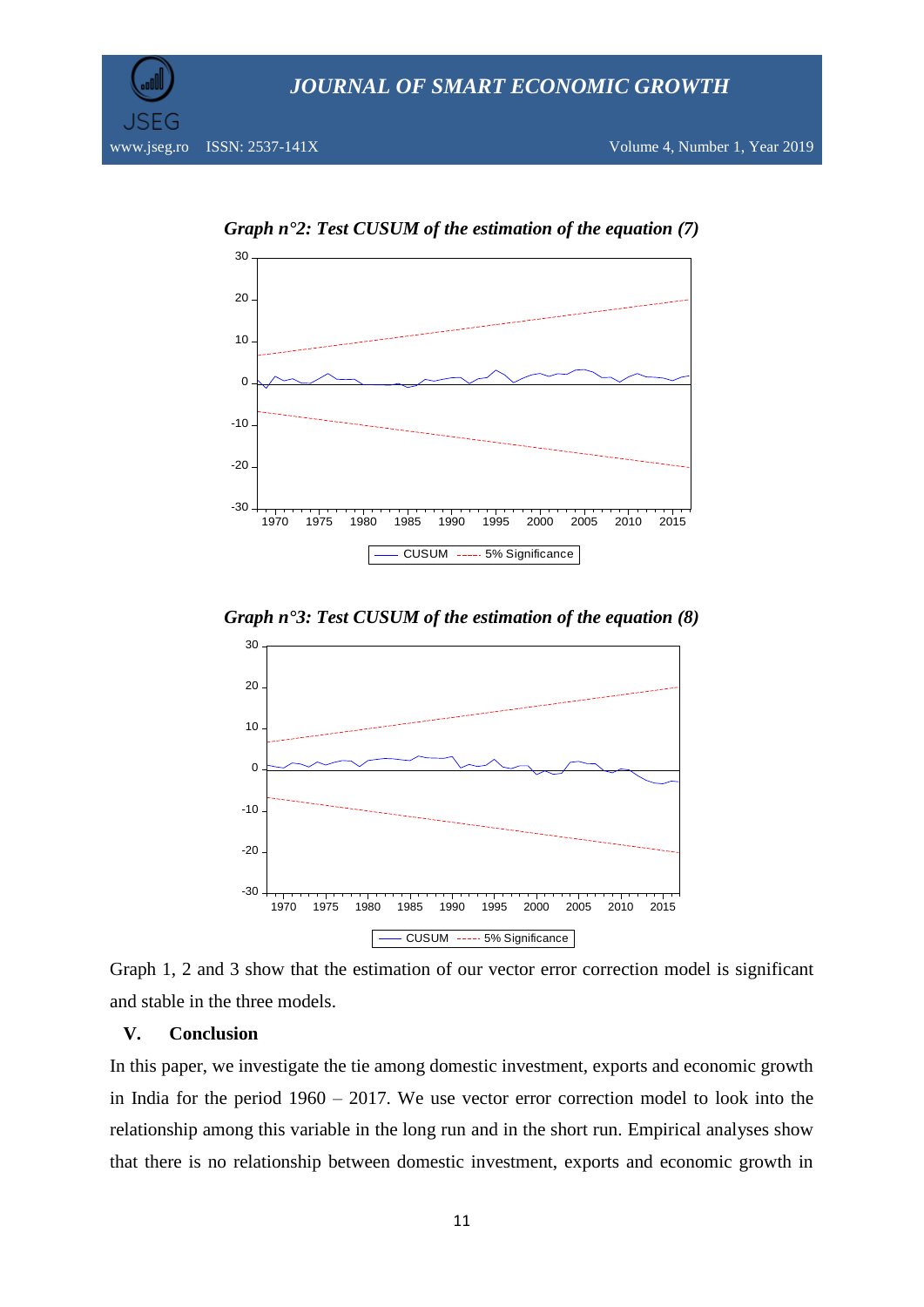***Graph n°2: Test CUSUM of the estimation of the equation (7)***

***Graph n°3: Test CUSUM of the estimation of the equation (8)***

Graph 1, 2 and 3 show that the estimation of our vector error correction model is significant and stable in the three models.

## V. Conclusion

In this paper, we investigate the tie among domestic investment, exports and economic growth in India for the period 1960 – 2017. We use vector error correction model to look into the relationship among this variable in the long run and in the short run. Empirical analyses show that there is no relationship between domestic investment, exports and economic growth in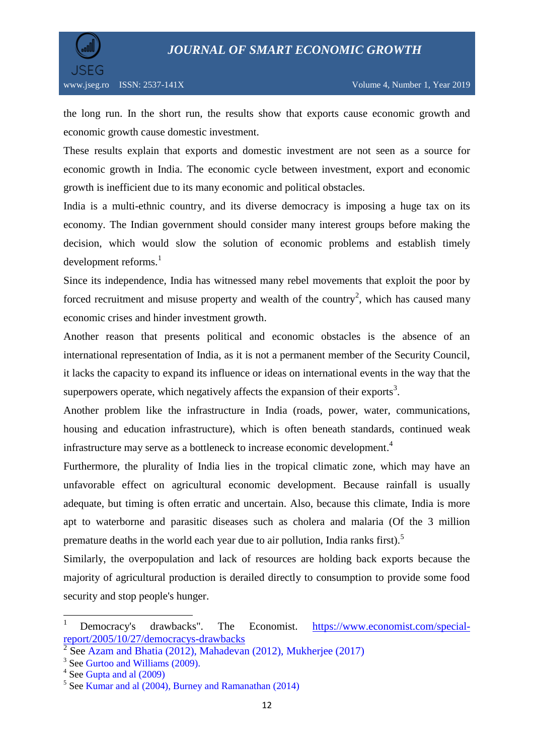the long run. In the short run, the results show that exports cause economic growth and economic growth cause domestic investment.

These results explain that exports and domestic investment are not seen as a source for economic growth in India. The economic cycle between investment, export and economic growth is inefficient due to its many economic and political obstacles.

India is a multi-ethnic country, and its diverse democracy is imposing a huge tax on its economy. The Indian government should consider many interest groups before making the decision, which would slow the solution of economic problems and establish timely development reforms.[1]

Since its independence, India has witnessed many rebel movements that exploit the poor by forced recruitment and misuse property and wealth of the country[2], which has caused many economic crises and hinder investment growth.

Another reason that presents political and economic obstacles is the absence of an international representation of India, as it is not a permanent member of the Security Council, it lacks the capacity to expand its influence or ideas on international events in the way that the superpowers operate, which negatively affects the expansion of their exports[3].

Another problem like the infrastructure in India (roads, power, water, communications, housing and education infrastructure), which is often beneath standards, continued weak infrastructure may serve as a bottleneck to increase economic development.[4]

Furthermore, the plurality of India lies in the tropical climatic zone, which may have an unfavorable effect on agricultural economic development. Because rainfall is usually adequate, but timing is often erratic and uncertain. Also, because this climate, India is more apt to waterborne and parasitic diseases such as cholera and malaria (Of the 3 million premature deaths in the world each year due to air pollution, India ranks first).[5]

Similarly, the overpopulation and lack of resources are holding back exports because the majority of agricultural production is derailed directly to consumption to provide some food security and stop people's hunger.

---

[1] Democracy's drawbacks". The Economist. https://www.economist.com/special-report/2005/10/27/democracys-drawbacks

[2] See Azam and Bhatia (2012), Mahadevan (2012), Mukherjee (2017)

[3] See Gurtoo and Williams (2009).

[4] See Gupta and al (2009)

[5] See Kumar and al (2004), Burney and Ramanathan (2014)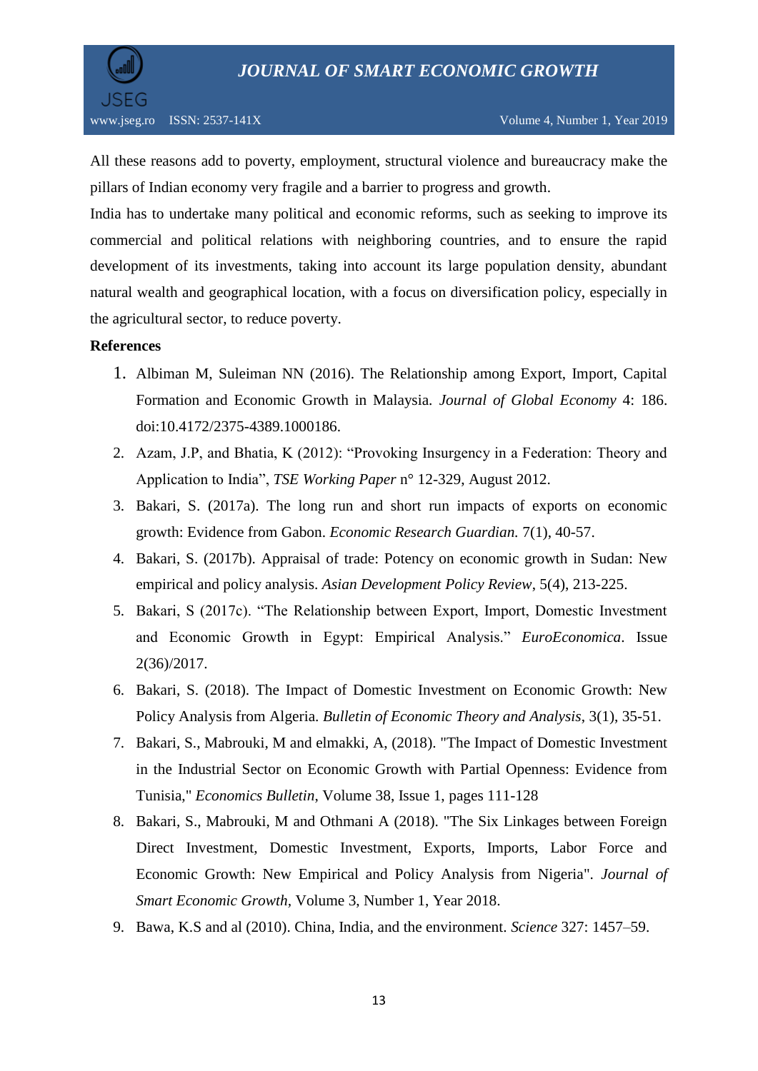All these reasons add to poverty, employment, structural violence and bureaucracy make the pillars of Indian economy very fragile and a barrier to progress and growth.

India has to undertake many political and economic reforms, such as seeking to improve its commercial and political relations with neighboring countries, and to ensure the rapid development of its investments, taking into account its large population density, abundant natural wealth and geographical location, with a focus on diversification policy, especially in the agricultural sector, to reduce poverty.

**References**

1. Albiman M, Suleiman NN (2016). The Relationship among Export, Import, Capital Formation and Economic Growth in Malaysia. *Journal of Global Economy* 4: 186. doi:10.4172/2375-4389.1000186.
2. Azam, J.P, and Bhatia, K (2012): “Provoking Insurgency in a Federation: Theory and Application to India”, *TSE Working Paper* n° 12-329, August 2012.
3. Bakari, S. (2017a). The long run and short run impacts of exports on economic growth: Evidence from Gabon. *Economic Research Guardian.* 7(1), 40-57.
4. Bakari, S. (2017b). Appraisal of trade: Potency on economic growth in Sudan: New empirical and policy analysis. *Asian Development Policy Review*, 5(4), 213-225.
5. Bakari, S (2017c). “The Relationship between Export, Import, Domestic Investment and Economic Growth in Egypt: Empirical Analysis.” *EuroEconomica*. Issue 2(36)/2017.
6. Bakari, S. (2018). The Impact of Domestic Investment on Economic Growth: New Policy Analysis from Algeria. *Bulletin of Economic Theory and Analysis*, 3(1), 35-51.
7. Bakari, S., Mabrouki, M and elmakki, A, (2018). "The Impact of Domestic Investment in the Industrial Sector on Economic Growth with Partial Openness: Evidence from Tunisia," *Economics Bulletin*, Volume 38, Issue 1, pages 111-128
8. Bakari, S., Mabrouki, M and Othmani A (2018). "The Six Linkages between Foreign Direct Investment, Domestic Investment, Exports, Imports, Labor Force and Economic Growth: New Empirical and Policy Analysis from Nigeria". *Journal of Smart Economic Growth*, Volume 3, Number 1, Year 2018.
9. Bawa, K.S and al (2010). China, India, and the environment. *Science* 327: 1457–59.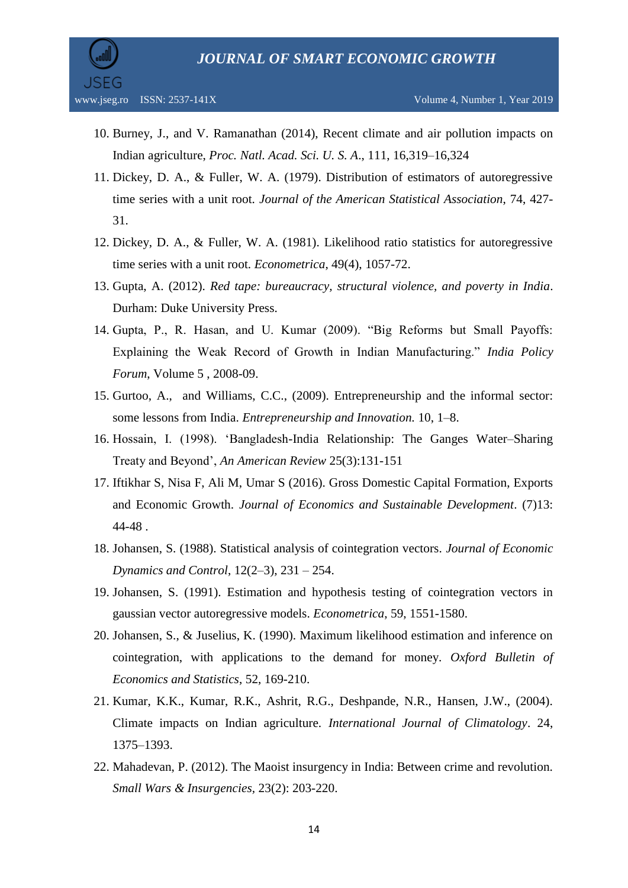10. Burney, J., and V. Ramanathan (2014), Recent climate and air pollution impacts on Indian agriculture, *Proc. Natl. Acad. Sci. U. S. A.*, 111, 16,319–16,324
11. Dickey, D. A., & Fuller, W. A. (1979). Distribution of estimators of autoregressive time series with a unit root. *Journal of the American Statistical Association*, 74, 427-31.
12. Dickey, D. A., & Fuller, W. A. (1981). Likelihood ratio statistics for autoregressive time series with a unit root. *Econometrica*, 49(4), 1057-72.
13. Gupta, A. (2012). *Red tape: bureaucracy, structural violence, and poverty in India*. Durham: Duke University Press.
14. Gupta, P., R. Hasan, and U. Kumar (2009). "Big Reforms but Small Payoffs: Explaining the Weak Record of Growth in Indian Manufacturing." *India Policy Forum*, Volume 5 , 2008-09.
15. Gurtoo, A., and Williams, C.C., (2009). Entrepreneurship and the informal sector: some lessons from India. *Entrepreneurship and Innovation.* 10, 1–8.
16. Hossain, I. (1998). 'Bangladesh-India Relationship: The Ganges Water–Sharing Treaty and Beyond', *An American Review* 25(3):131-151
17. Iftikhar S, Nisa F, Ali M, Umar S (2016). Gross Domestic Capital Formation, Exports and Economic Growth. *Journal of Economics and Sustainable Development*. (7)13: 44-48 .
18. Johansen, S. (1988). Statistical analysis of cointegration vectors. *Journal of Economic Dynamics and Control*, 12(2–3), 231 – 254.
19. Johansen, S. (1991). Estimation and hypothesis testing of cointegration vectors in gaussian vector autoregressive models. *Econometrica*, 59, 1551-1580.
20. Johansen, S., & Juselius, K. (1990). Maximum likelihood estimation and inference on cointegration, with applications to the demand for money. *Oxford Bulletin of Economics and Statistics*, 52, 169-210.
21. Kumar, K.K., Kumar, R.K., Ashrit, R.G., Deshpande, N.R., Hansen, J.W., (2004). Climate impacts on Indian agriculture. *International Journal of Climatology*. 24, 1375–1393.
22. Mahadevan, P. (2012). The Maoist insurgency in India: Between crime and revolution. *Small Wars & Insurgencies*, 23(2): 203-220.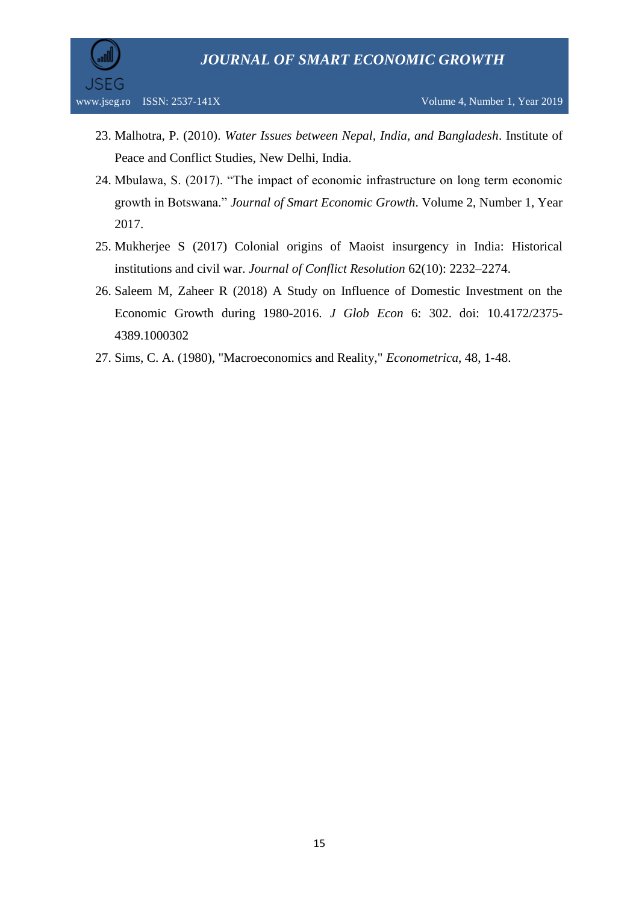23. Malhotra, P. (2010). *Water Issues between Nepal, India, and Bangladesh*. Institute of Peace and Conflict Studies, New Delhi, India.
24. Mbulawa, S. (2017). "The impact of economic infrastructure on long term economic growth in Botswana." *Journal of Smart Economic Growth*. Volume 2, Number 1, Year 2017.
25. Mukherjee S (2017) Colonial origins of Maoist insurgency in India: Historical institutions and civil war. *Journal of Conflict Resolution* 62(10): 2232–2274.
26. Saleem M, Zaheer R (2018) A Study on Influence of Domestic Investment on the Economic Growth during 1980-2016. *J Glob Econ* 6: 302. doi: 10.4172/2375-4389.1000302
27. Sims, C. A. (1980), "Macroeconomics and Reality," *Econometrica*, 48, 1-48.